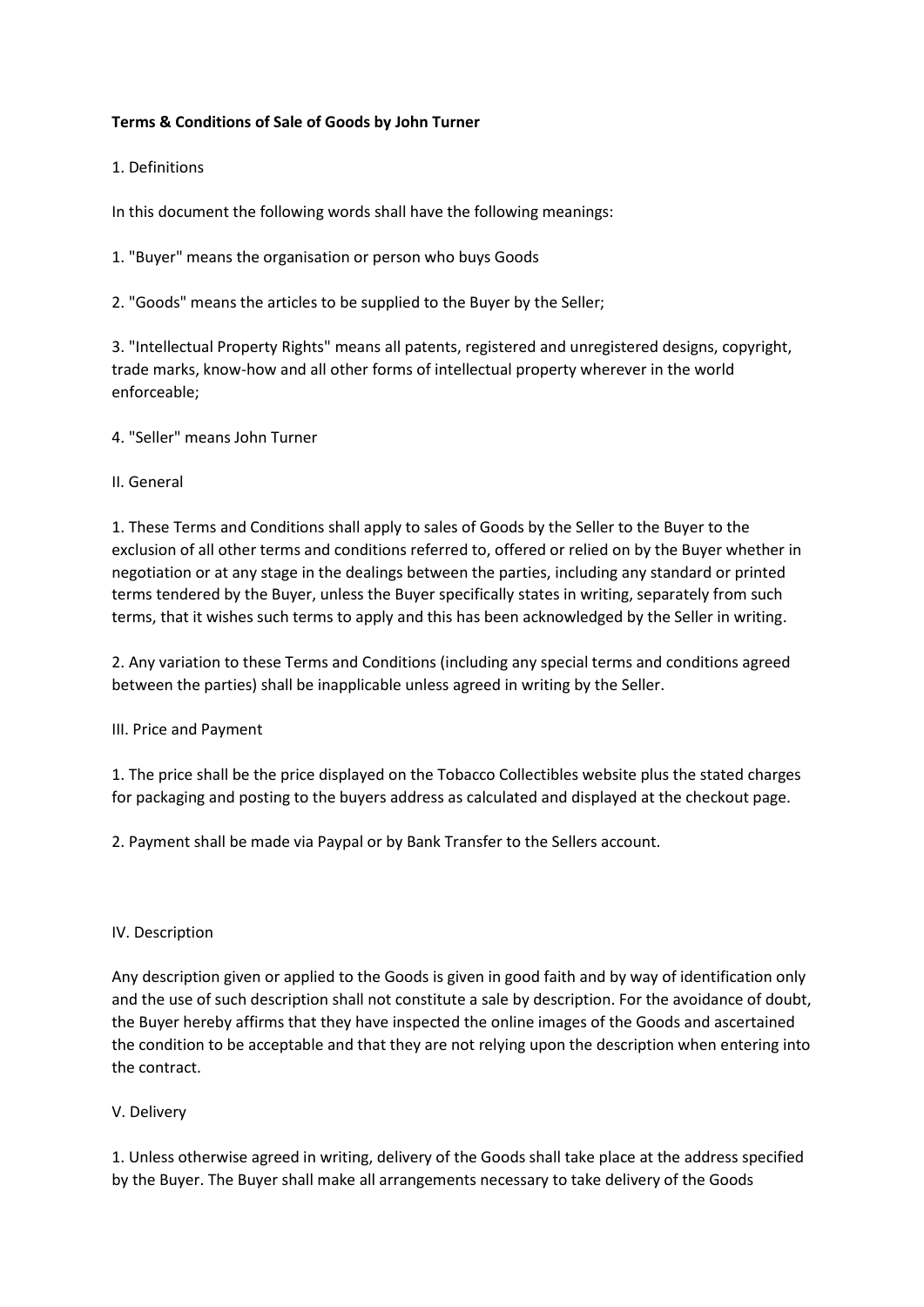**Terms & Conditions of Sale of Goods by John Turner**

1. Definitions

In this document the following words shall have the following meanings:

1. "Buyer" means the organisation or person who buys Goods

2. "Goods" means the articles to be supplied to the Buyer by the Seller;

3. "Intellectual Property Rights" means all patents, registered and unregistered designs, copyright, trade marks, know-how and all other forms of intellectual property wherever in the world enforceable;

4. "Seller" means John Turner

II. General

1. These Terms and Conditions shall apply to sales of Goods by the Seller to the Buyer to the exclusion of all other terms and conditions referred to, offered or relied on by the Buyer whether in negotiation or at any stage in the dealings between the parties, including any standard or printed terms tendered by the Buyer, unless the Buyer specifically states in writing, separately from such terms, that it wishes such terms to apply and this has been acknowledged by the Seller in writing.

2. Any variation to these Terms and Conditions (including any special terms and conditions agreed between the parties) shall be inapplicable unless agreed in writing by the Seller.

III. Price and Payment

1. The price shall be the price displayed on the Tobacco Collectibles website plus the stated charges for packaging and posting to the buyers address as calculated and displayed at the checkout page.

2. Payment shall be made via Paypal or by Bank Transfer to the Sellers account.

IV. Description

Any description given or applied to the Goods is given in good faith and by way of identification only and the use of such description shall not constitute a sale by description. For the avoidance of doubt, the Buyer hereby affirms that they have inspected the online images of the Goods and ascertained the condition to be acceptable and that they are not relying upon the description when entering into the contract.

V. Delivery

1. Unless otherwise agreed in writing, delivery of the Goods shall take place at the address specified by the Buyer. The Buyer shall make all arrangements necessary to take delivery of the Goods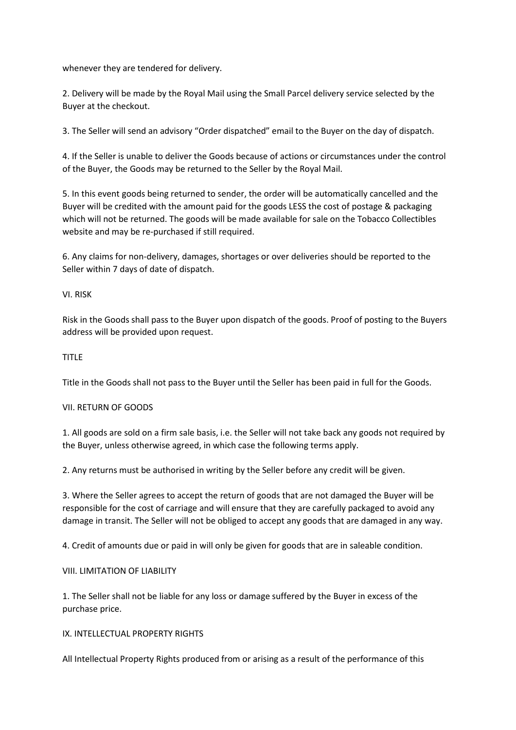whenever they are tendered for delivery.

2. Delivery will be made by the Royal Mail using the Small Parcel delivery service selected by the Buyer at the checkout.

3. The Seller will send an advisory "Order dispatched" email to the Buyer on the day of dispatch.

4. If the Seller is unable to deliver the Goods because of actions or circumstances under the control of the Buyer, the Goods may be returned to the Seller by the Royal Mail.

5. In this event goods being returned to sender, the order will be automatically cancelled and the Buyer will be credited with the amount paid for the goods LESS the cost of postage & packaging which will not be returned. The goods will be made available for sale on the Tobacco Collectibles website and may be re-purchased if still required.

6. Any claims for non-delivery, damages, shortages or over deliveries should be reported to the Seller within 7 days of date of dispatch.

## VI. RISK

Risk in the Goods shall pass to the Buyer upon dispatch of the goods. Proof of posting to the Buyers address will be provided upon request.

## TITLE

Title in the Goods shall not pass to the Buyer until the Seller has been paid in full for the Goods.

## VII. RETURN OF GOODS

1. All goods are sold on a firm sale basis, i.e. the Seller will not take back any goods not required by the Buyer, unless otherwise agreed, in which case the following terms apply.

2. Any returns must be authorised in writing by the Seller before any credit will be given.

3. Where the Seller agrees to accept the return of goods that are not damaged the Buyer will be responsible for the cost of carriage and will ensure that they are carefully packaged to avoid any damage in transit. The Seller will not be obliged to accept any goods that are damaged in any way.

4. Credit of amounts due or paid in will only be given for goods that are in saleable condition.

## VIII. LIMITATION OF LIABILITY

1. The Seller shall not be liable for any loss or damage suffered by the Buyer in excess of the purchase price.

## IX. INTELLECTUAL PROPERTY RIGHTS

All Intellectual Property Rights produced from or arising as a result of the performance of this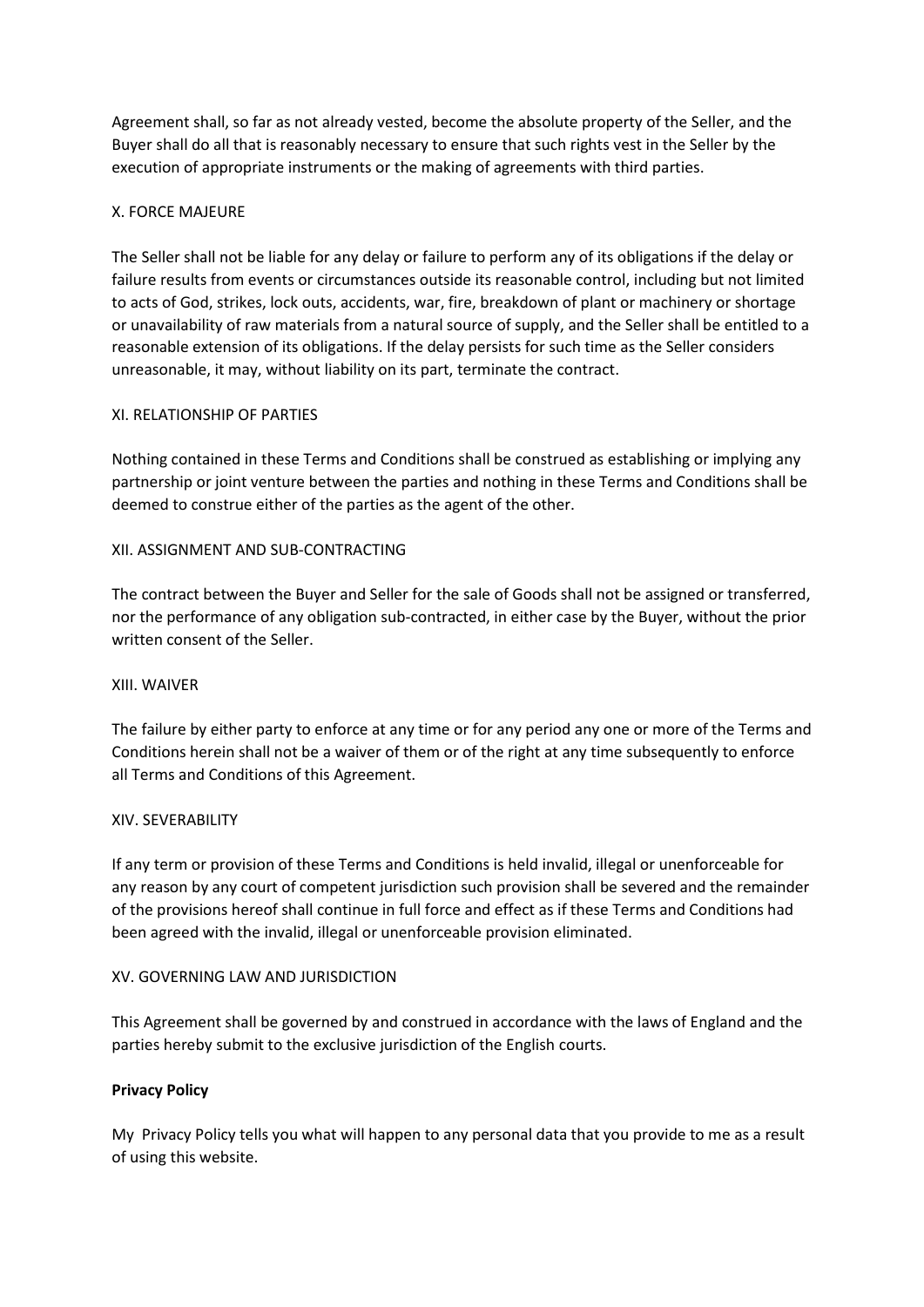Agreement shall, so far as not already vested, become the absolute property of the Seller, and the Buyer shall do all that is reasonably necessary to ensure that such rights vest in the Seller by the execution of appropriate instruments or the making of agreements with third parties.

X. FORCE MAJEURE

The Seller shall not be liable for any delay or failure to perform any of its obligations if the delay or failure results from events or circumstances outside its reasonable control, including but not limited to acts of God, strikes, lock outs, accidents, war, fire, breakdown of plant or machinery or shortage or unavailability of raw materials from a natural source of supply, and the Seller shall be entitled to a reasonable extension of its obligations. If the delay persists for such time as the Seller considers unreasonable, it may, without liability on its part, terminate the contract.

XI. RELATIONSHIP OF PARTIES

Nothing contained in these Terms and Conditions shall be construed as establishing or implying any partnership or joint venture between the parties and nothing in these Terms and Conditions shall be deemed to construe either of the parties as the agent of the other.

XII. ASSIGNMENT AND SUB-CONTRACTING

The contract between the Buyer and Seller for the sale of Goods shall not be assigned or transferred, nor the performance of any obligation sub-contracted, in either case by the Buyer, without the prior written consent of the Seller.

XIII. WAIVER

The failure by either party to enforce at any time or for any period any one or more of the Terms and Conditions herein shall not be a waiver of them or of the right at any time subsequently to enforce all Terms and Conditions of this Agreement.

XIV. SEVERABILITY

If any term or provision of these Terms and Conditions is held invalid, illegal or unenforceable for any reason by any court of competent jurisdiction such provision shall be severed and the remainder of the provisions hereof shall continue in full force and effect as if these Terms and Conditions had been agreed with the invalid, illegal or unenforceable provision eliminated.

XV. GOVERNING LAW AND JURISDICTION

This Agreement shall be governed by and construed in accordance with the laws of England and the parties hereby submit to the exclusive jurisdiction of the English courts.

**Privacy Policy**

My Privacy Policy tells you what will happen to any personal data that you provide to me as a result of using this website.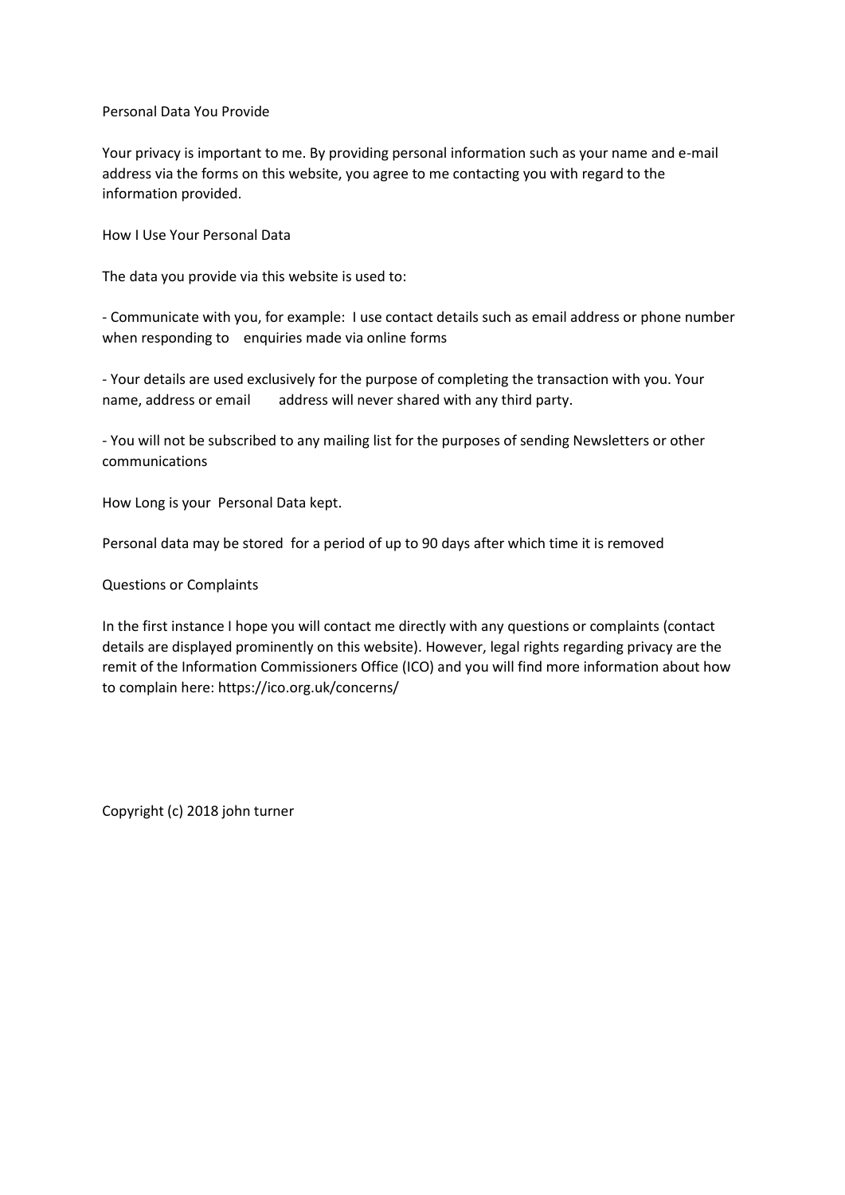## Personal Data You Provide

Your privacy is important to me. By providing personal information such as your name and e-mail address via the forms on this website, you agree to me contacting you with regard to the information provided.

## How I Use Your Personal Data

The data you provide via this website is used to:

- Communicate with you, for example: I use contact details such as email address or phone number when responding to enquiries made via online forms

- Your details are used exclusively for the purpose of completing the transaction with you. Your name, address or email address will never shared with any third party.

- You will not be subscribed to any mailing list for the purposes of sending Newsletters or other communications

## How Long is your Personal Data kept.

Personal data may be stored for a period of up to 90 days after which time it is removed

## Questions or Complaints

In the first instance I hope you will contact me directly with any questions or complaints (contact details are displayed prominently on this website). However, legal rights regarding privacy are the remit of the Information Commissioners Office (ICO) and you will find more information about how to complain here: https://ico.org.uk/concerns/

Copyright (c) 2018 john turner